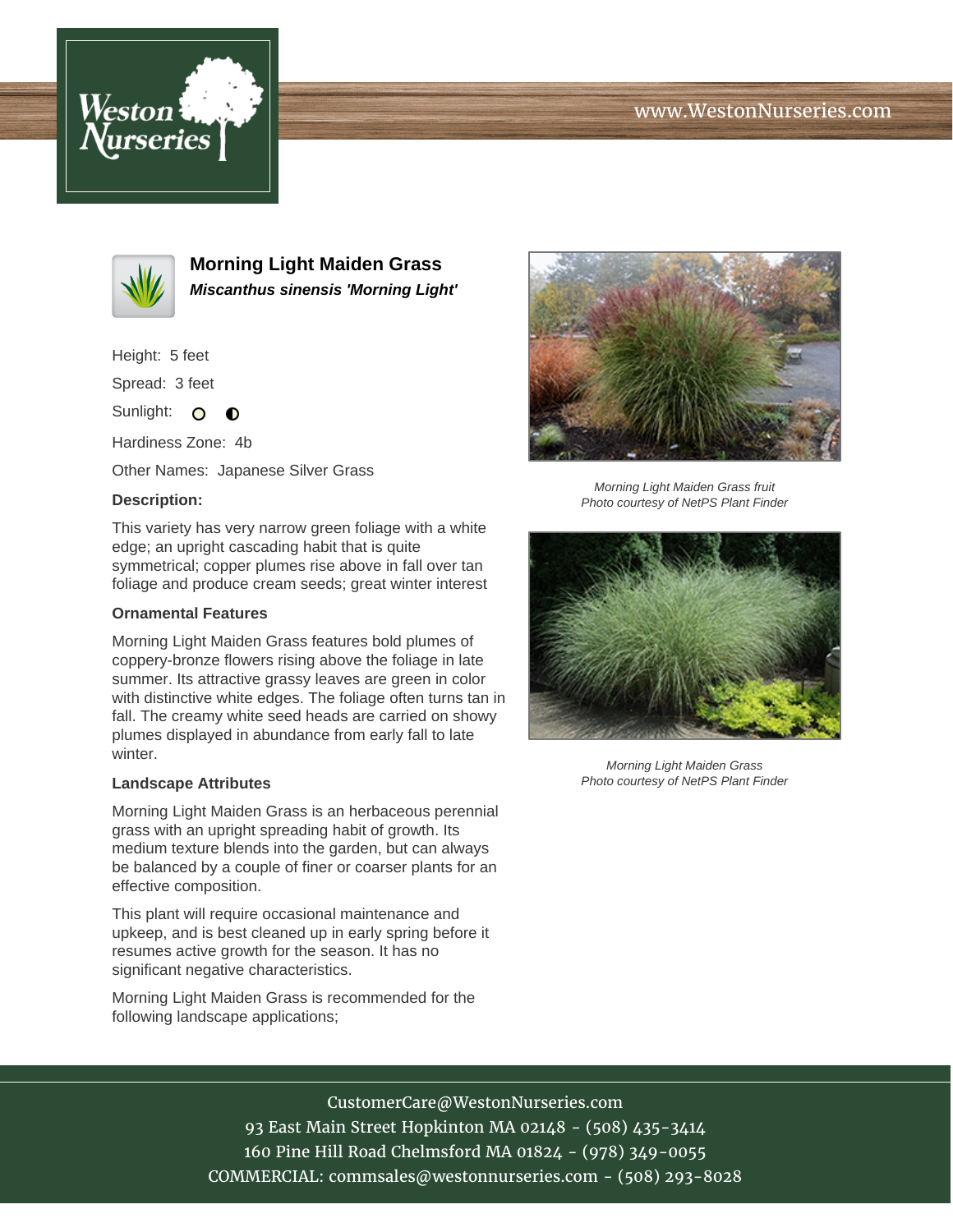# Morning Light Maiden Grass

***Miscanthus sinensis 'Morning Light'***

Height: 5 feet

Spread: 3 feet

Sunlight: ○ ◐

Hardiness Zone: 4b

Other Names: Japanese Silver Grass

### Description:

This variety has very narrow green foliage with a white edge; an upright cascading habit that is quite symmetrical; copper plumes rise above in fall over tan foliage and produce cream seeds; great winter interest

### Ornamental Features

Morning Light Maiden Grass features bold plumes of coppery-bronze flowers rising above the foliage in late summer. Its attractive grassy leaves are green in color with distinctive white edges. The foliage often turns tan in fall. The creamy white seed heads are carried on showy plumes displayed in abundance from early fall to late winter.

### Landscape Attributes

Morning Light Maiden Grass is an herbaceous perennial grass with an upright spreading habit of growth. Its medium texture blends into the garden, but can always be balanced by a couple of finer or coarser plants for an effective composition.

This plant will require occasional maintenance and upkeep, and is best cleaned up in early spring before it resumes active growth for the season. It has no significant negative characteristics.

Morning Light Maiden Grass is recommended for the following landscape applications;

*Morning Light Maiden Grass fruit*
*Photo courtesy of NetPS Plant Finder*

*Morning Light Maiden Grass*
*Photo courtesy of NetPS Plant Finder*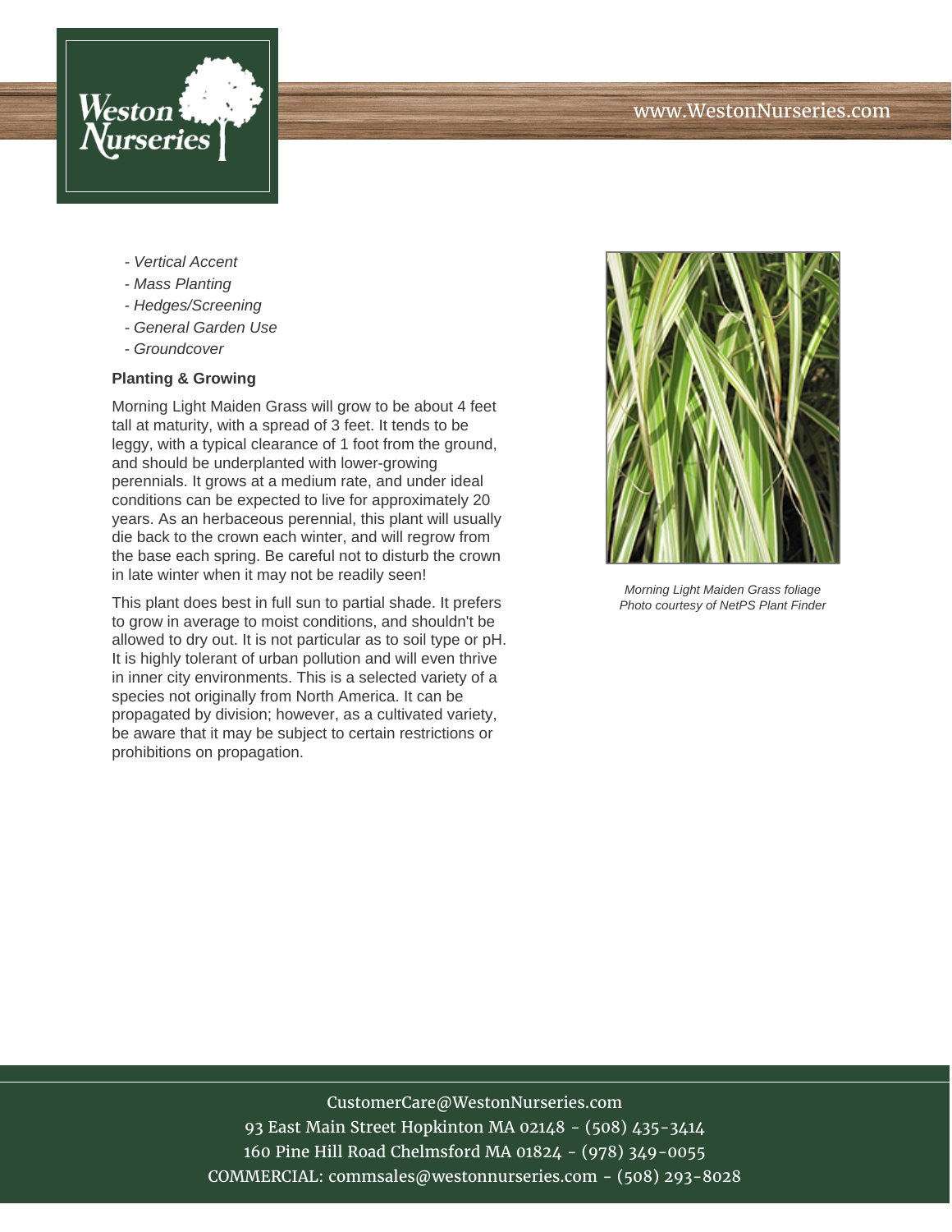- *Vertical Accent*
- *Mass Planting*
- *Hedges/Screening*
- *General Garden Use*
- *Groundcover*

**Planting & Growing**

Morning Light Maiden Grass will grow to be about 4 feet tall at maturity, with a spread of 3 feet. It tends to be leggy, with a typical clearance of 1 foot from the ground, and should be underplanted with lower-growing perennials. It grows at a medium rate, and under ideal conditions can be expected to live for approximately 20 years. As an herbaceous perennial, this plant will usually die back to the crown each winter, and will regrow from the base each spring. Be careful not to disturb the crown in late winter when it may not be readily seen!

This plant does best in full sun to partial shade. It prefers to grow in average to moist conditions, and shouldn't be allowed to dry out. It is not particular as to soil type or pH. It is highly tolerant of urban pollution and will even thrive in inner city environments. This is a selected variety of a species not originally from North America. It can be propagated by division; however, as a cultivated variety, be aware that it may be subject to certain restrictions or prohibitions on propagation.

*Morning Light Maiden Grass foliage*
*Photo courtesy of NetPS Plant Finder*